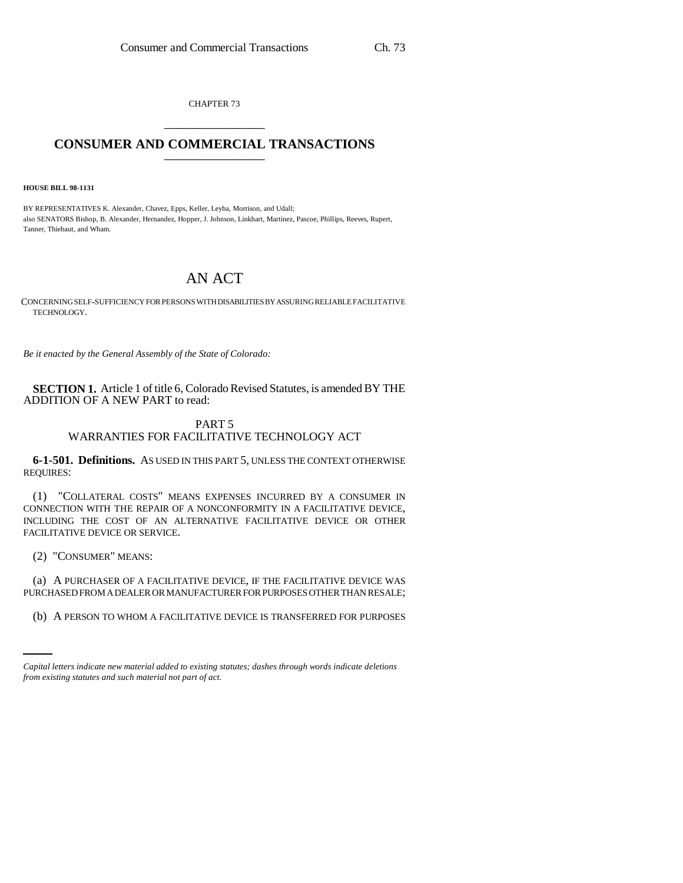CHAPTER 73

# CONSUMER AND COMMERCIAL TRANSACTIONS

**HOUSE BILL 98-1131**

BY REPRESENTATIVES K. Alexander, Chavez, Epps, Keller, Leyba, Morrison, and Udall;
also SENATORS Bishop, B. Alexander, Hernandez, Hopper, J. Johnson, Linkhart, Martinez, Pascoe, Phillips, Reeves, Rupert, Tanner, Thiebaut, and Wham.

# AN ACT

CONCERNING SELF-SUFFICIENCY FOR PERSONS WITH DISABILITIES BY ASSURING RELIABLE FACILITATIVE TECHNOLOGY.

*Be it enacted by the General Assembly of the State of Colorado:*

**SECTION 1.** Article 1 of title 6, Colorado Revised Statutes, is amended BY THE ADDITION OF A NEW PART to read:

## PART 5
## WARRANTIES FOR FACILITATIVE TECHNOLOGY ACT

**6-1-501. Definitions.** AS USED IN THIS PART 5, UNLESS THE CONTEXT OTHERWISE REQUIRES:

(1) "COLLATERAL COSTS" MEANS EXPENSES INCURRED BY A CONSUMER IN CONNECTION WITH THE REPAIR OF A NONCONFORMITY IN A FACILITATIVE DEVICE, INCLUDING THE COST OF AN ALTERNATIVE FACILITATIVE DEVICE OR OTHER FACILITATIVE DEVICE OR SERVICE.

(2) "CONSUMER" MEANS:

(a) A PURCHASER OF A FACILITATIVE DEVICE, IF THE FACILITATIVE DEVICE WAS PURCHASED FROM A DEALER OR MANUFACTURER FOR PURPOSES OTHER THAN RESALE;

(b) A PERSON TO WHOM A FACILITATIVE DEVICE IS TRANSFERRED FOR PURPOSES

*Capital letters indicate new material added to existing statutes; dashes through words indicate deletions from existing statutes and such material not part of act.*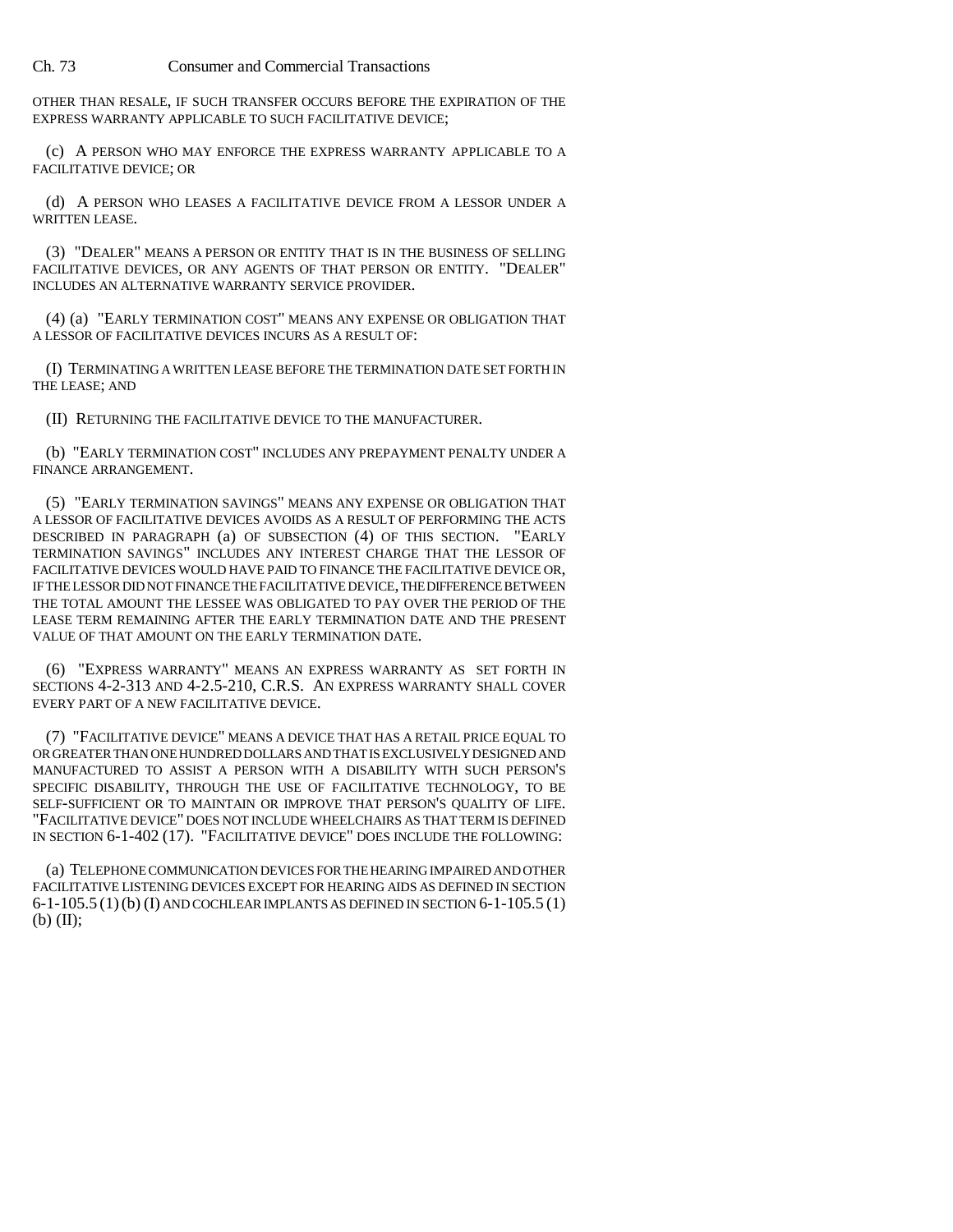OTHER THAN RESALE, IF SUCH TRANSFER OCCURS BEFORE THE EXPIRATION OF THE EXPRESS WARRANTY APPLICABLE TO SUCH FACILITATIVE DEVICE;

(c) A PERSON WHO MAY ENFORCE THE EXPRESS WARRANTY APPLICABLE TO A FACILITATIVE DEVICE; OR

(d) A PERSON WHO LEASES A FACILITATIVE DEVICE FROM A LESSOR UNDER A WRITTEN LEASE.

(3) "DEALER" MEANS A PERSON OR ENTITY THAT IS IN THE BUSINESS OF SELLING FACILITATIVE DEVICES, OR ANY AGENTS OF THAT PERSON OR ENTITY. "DEALER" INCLUDES AN ALTERNATIVE WARRANTY SERVICE PROVIDER.

(4) (a) "EARLY TERMINATION COST" MEANS ANY EXPENSE OR OBLIGATION THAT A LESSOR OF FACILITATIVE DEVICES INCURS AS A RESULT OF:

(I) TERMINATING A WRITTEN LEASE BEFORE THE TERMINATION DATE SET FORTH IN THE LEASE; AND

(II) RETURNING THE FACILITATIVE DEVICE TO THE MANUFACTURER.

(b) "EARLY TERMINATION COST" INCLUDES ANY PREPAYMENT PENALTY UNDER A FINANCE ARRANGEMENT.

(5) "EARLY TERMINATION SAVINGS" MEANS ANY EXPENSE OR OBLIGATION THAT A LESSOR OF FACILITATIVE DEVICES AVOIDS AS A RESULT OF PERFORMING THE ACTS DESCRIBED IN PARAGRAPH (a) OF SUBSECTION (4) OF THIS SECTION. "EARLY TERMINATION SAVINGS" INCLUDES ANY INTEREST CHARGE THAT THE LESSOR OF FACILITATIVE DEVICES WOULD HAVE PAID TO FINANCE THE FACILITATIVE DEVICE OR, IF THE LESSOR DID NOT FINANCE THE FACILITATIVE DEVICE, THE DIFFERENCE BETWEEN THE TOTAL AMOUNT THE LESSEE WAS OBLIGATED TO PAY OVER THE PERIOD OF THE LEASE TERM REMAINING AFTER THE EARLY TERMINATION DATE AND THE PRESENT VALUE OF THAT AMOUNT ON THE EARLY TERMINATION DATE.

(6) "EXPRESS WARRANTY" MEANS AN EXPRESS WARRANTY AS SET FORTH IN SECTIONS 4-2-313 AND 4-2.5-210, C.R.S. AN EXPRESS WARRANTY SHALL COVER EVERY PART OF A NEW FACILITATIVE DEVICE.

(7) "FACILITATIVE DEVICE" MEANS A DEVICE THAT HAS A RETAIL PRICE EQUAL TO OR GREATER THAN ONE HUNDRED DOLLARS AND THAT IS EXCLUSIVELY DESIGNED AND MANUFACTURED TO ASSIST A PERSON WITH A DISABILITY WITH SUCH PERSON'S SPECIFIC DISABILITY, THROUGH THE USE OF FACILITATIVE TECHNOLOGY, TO BE SELF-SUFFICIENT OR TO MAINTAIN OR IMPROVE THAT PERSON'S QUALITY OF LIFE. "FACILITATIVE DEVICE" DOES NOT INCLUDE WHEELCHAIRS AS THAT TERM IS DEFINED IN SECTION 6-1-402 (17). "FACILITATIVE DEVICE" DOES INCLUDE THE FOLLOWING:

(a) TELEPHONE COMMUNICATION DEVICES FOR THE HEARING IMPAIRED AND OTHER FACILITATIVE LISTENING DEVICES EXCEPT FOR HEARING AIDS AS DEFINED IN SECTION 6-1-105.5 (1) (b) (I) AND COCHLEAR IMPLANTS AS DEFINED IN SECTION 6-1-105.5 (1) (b) (II);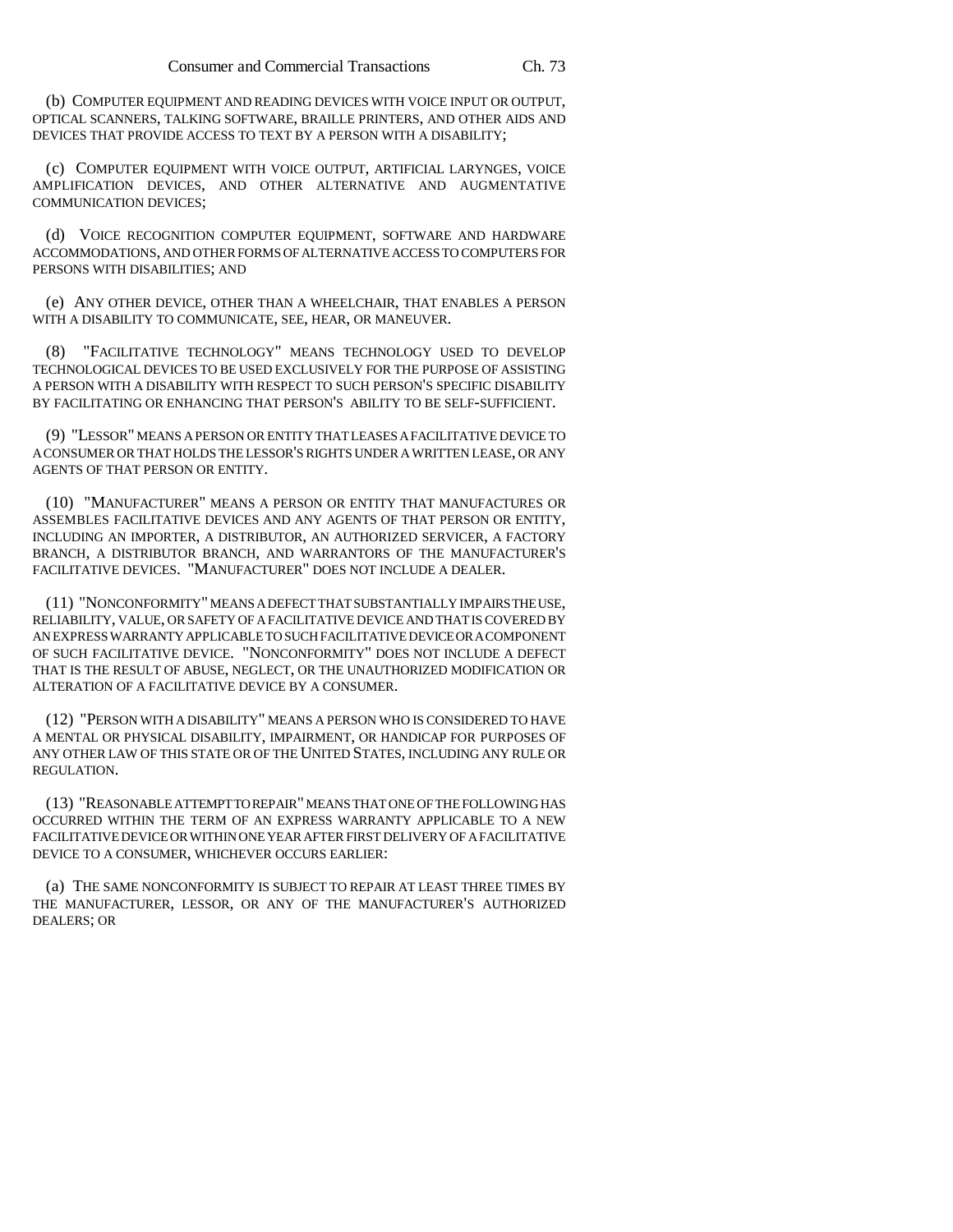(b) COMPUTER EQUIPMENT AND READING DEVICES WITH VOICE INPUT OR OUTPUT, OPTICAL SCANNERS, TALKING SOFTWARE, BRAILLE PRINTERS, AND OTHER AIDS AND DEVICES THAT PROVIDE ACCESS TO TEXT BY A PERSON WITH A DISABILITY;

(c) COMPUTER EQUIPMENT WITH VOICE OUTPUT, ARTIFICIAL LARYNGES, VOICE AMPLIFICATION DEVICES, AND OTHER ALTERNATIVE AND AUGMENTATIVE COMMUNICATION DEVICES;

(d) VOICE RECOGNITION COMPUTER EQUIPMENT, SOFTWARE AND HARDWARE ACCOMMODATIONS, AND OTHER FORMS OF ALTERNATIVE ACCESS TO COMPUTERS FOR PERSONS WITH DISABILITIES; AND

(e) ANY OTHER DEVICE, OTHER THAN A WHEELCHAIR, THAT ENABLES A PERSON WITH A DISABILITY TO COMMUNICATE, SEE, HEAR, OR MANEUVER.

(8) "FACILITATIVE TECHNOLOGY" MEANS TECHNOLOGY USED TO DEVELOP TECHNOLOGICAL DEVICES TO BE USED EXCLUSIVELY FOR THE PURPOSE OF ASSISTING A PERSON WITH A DISABILITY WITH RESPECT TO SUCH PERSON'S SPECIFIC DISABILITY BY FACILITATING OR ENHANCING THAT PERSON'S ABILITY TO BE SELF-SUFFICIENT.

(9) "LESSOR" MEANS A PERSON OR ENTITY THAT LEASES A FACILITATIVE DEVICE TO A CONSUMER OR THAT HOLDS THE LESSOR'S RIGHTS UNDER A WRITTEN LEASE, OR ANY AGENTS OF THAT PERSON OR ENTITY.

(10) "MANUFACTURER" MEANS A PERSON OR ENTITY THAT MANUFACTURES OR ASSEMBLES FACILITATIVE DEVICES AND ANY AGENTS OF THAT PERSON OR ENTITY, INCLUDING AN IMPORTER, A DISTRIBUTOR, AN AUTHORIZED SERVICER, A FACTORY BRANCH, A DISTRIBUTOR BRANCH, AND WARRANTORS OF THE MANUFACTURER'S FACILITATIVE DEVICES. "MANUFACTURER" DOES NOT INCLUDE A DEALER.

(11) "NONCONFORMITY" MEANS A DEFECT THAT SUBSTANTIALLY IMPAIRS THE USE, RELIABILITY, VALUE, OR SAFETY OF A FACILITATIVE DEVICE AND THAT IS COVERED BY AN EXPRESS WARRANTY APPLICABLE TO SUCH FACILITATIVE DEVICE OR A COMPONENT OF SUCH FACILITATIVE DEVICE. "NONCONFORMITY" DOES NOT INCLUDE A DEFECT THAT IS THE RESULT OF ABUSE, NEGLECT, OR THE UNAUTHORIZED MODIFICATION OR ALTERATION OF A FACILITATIVE DEVICE BY A CONSUMER.

(12) "PERSON WITH A DISABILITY" MEANS A PERSON WHO IS CONSIDERED TO HAVE A MENTAL OR PHYSICAL DISABILITY, IMPAIRMENT, OR HANDICAP FOR PURPOSES OF ANY OTHER LAW OF THIS STATE OR OF THE UNITED STATES, INCLUDING ANY RULE OR REGULATION.

(13) "REASONABLE ATTEMPT TO REPAIR" MEANS THAT ONE OF THE FOLLOWING HAS OCCURRED WITHIN THE TERM OF AN EXPRESS WARRANTY APPLICABLE TO A NEW FACILITATIVE DEVICE OR WITHIN ONE YEAR AFTER FIRST DELIVERY OF A FACILITATIVE DEVICE TO A CONSUMER, WHICHEVER OCCURS EARLIER:

(a) THE SAME NONCONFORMITY IS SUBJECT TO REPAIR AT LEAST THREE TIMES BY THE MANUFACTURER, LESSOR, OR ANY OF THE MANUFACTURER'S AUTHORIZED DEALERS; OR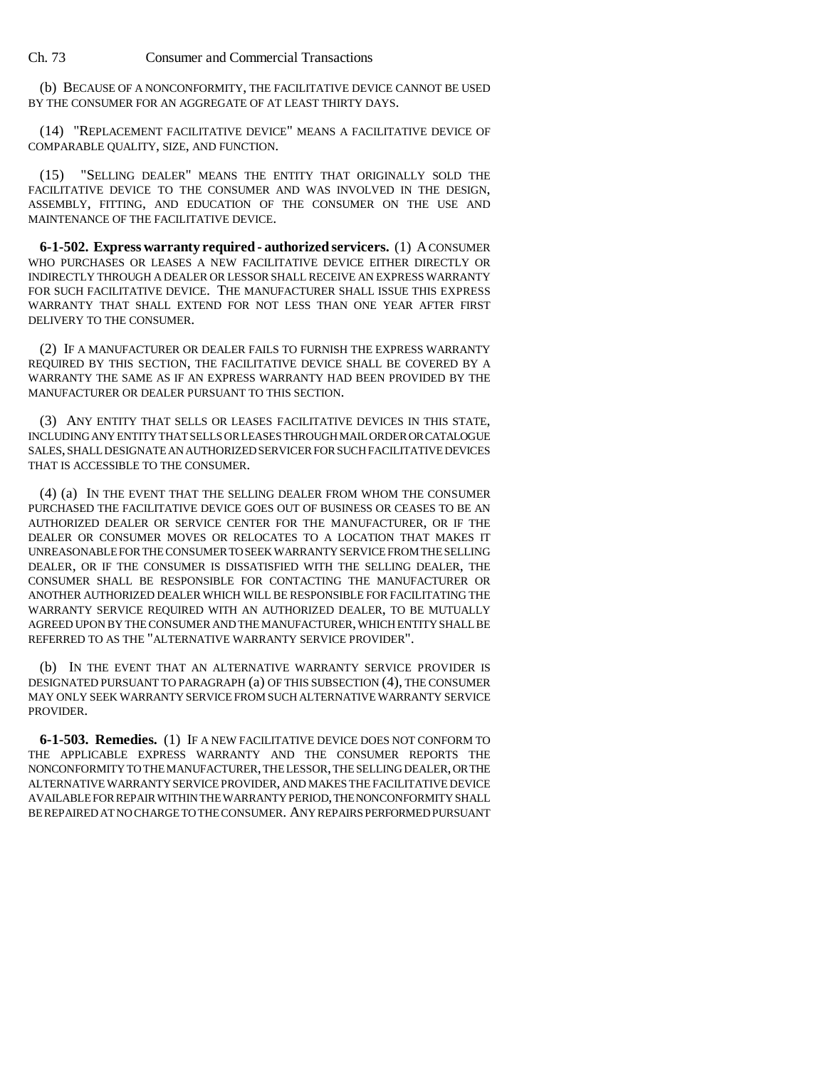(b) BECAUSE OF A NONCONFORMITY, THE FACILITATIVE DEVICE CANNOT BE USED BY THE CONSUMER FOR AN AGGREGATE OF AT LEAST THIRTY DAYS.

(14) "REPLACEMENT FACILITATIVE DEVICE" MEANS A FACILITATIVE DEVICE OF COMPARABLE QUALITY, SIZE, AND FUNCTION.

(15) "SELLING DEALER" MEANS THE ENTITY THAT ORIGINALLY SOLD THE FACILITATIVE DEVICE TO THE CONSUMER AND WAS INVOLVED IN THE DESIGN, ASSEMBLY, FITTING, AND EDUCATION OF THE CONSUMER ON THE USE AND MAINTENANCE OF THE FACILITATIVE DEVICE.

**6-1-502. Express warranty required - authorized servicers.** (1) A CONSUMER WHO PURCHASES OR LEASES A NEW FACILITATIVE DEVICE EITHER DIRECTLY OR INDIRECTLY THROUGH A DEALER OR LESSOR SHALL RECEIVE AN EXPRESS WARRANTY FOR SUCH FACILITATIVE DEVICE. THE MANUFACTURER SHALL ISSUE THIS EXPRESS WARRANTY THAT SHALL EXTEND FOR NOT LESS THAN ONE YEAR AFTER FIRST DELIVERY TO THE CONSUMER.

(2) IF A MANUFACTURER OR DEALER FAILS TO FURNISH THE EXPRESS WARRANTY REQUIRED BY THIS SECTION, THE FACILITATIVE DEVICE SHALL BE COVERED BY A WARRANTY THE SAME AS IF AN EXPRESS WARRANTY HAD BEEN PROVIDED BY THE MANUFACTURER OR DEALER PURSUANT TO THIS SECTION.

(3) ANY ENTITY THAT SELLS OR LEASES FACILITATIVE DEVICES IN THIS STATE, INCLUDING ANY ENTITY THAT SELLS OR LEASES THROUGH MAIL ORDER OR CATALOGUE SALES, SHALL DESIGNATE AN AUTHORIZED SERVICER FOR SUCH FACILITATIVE DEVICES THAT IS ACCESSIBLE TO THE CONSUMER.

(4) (a) IN THE EVENT THAT THE SELLING DEALER FROM WHOM THE CONSUMER PURCHASED THE FACILITATIVE DEVICE GOES OUT OF BUSINESS OR CEASES TO BE AN AUTHORIZED DEALER OR SERVICE CENTER FOR THE MANUFACTURER, OR IF THE DEALER OR CONSUMER MOVES OR RELOCATES TO A LOCATION THAT MAKES IT UNREASONABLE FOR THE CONSUMER TO SEEK WARRANTY SERVICE FROM THE SELLING DEALER, OR IF THE CONSUMER IS DISSATISFIED WITH THE SELLING DEALER, THE CONSUMER SHALL BE RESPONSIBLE FOR CONTACTING THE MANUFACTURER OR ANOTHER AUTHORIZED DEALER WHICH WILL BE RESPONSIBLE FOR FACILITATING THE WARRANTY SERVICE REQUIRED WITH AN AUTHORIZED DEALER, TO BE MUTUALLY AGREED UPON BY THE CONSUMER AND THE MANUFACTURER, WHICH ENTITY SHALL BE REFERRED TO AS THE "ALTERNATIVE WARRANTY SERVICE PROVIDER".

(b) IN THE EVENT THAT AN ALTERNATIVE WARRANTY SERVICE PROVIDER IS DESIGNATED PURSUANT TO PARAGRAPH (a) OF THIS SUBSECTION (4), THE CONSUMER MAY ONLY SEEK WARRANTY SERVICE FROM SUCH ALTERNATIVE WARRANTY SERVICE PROVIDER.

**6-1-503. Remedies.** (1) IF A NEW FACILITATIVE DEVICE DOES NOT CONFORM TO THE APPLICABLE EXPRESS WARRANTY AND THE CONSUMER REPORTS THE NONCONFORMITY TO THE MANUFACTURER, THE LESSOR, THE SELLING DEALER, OR THE ALTERNATIVE WARRANTY SERVICE PROVIDER, AND MAKES THE FACILITATIVE DEVICE AVAILABLE FOR REPAIR WITHIN THE WARRANTY PERIOD, THE NONCONFORMITY SHALL BE REPAIRED AT NO CHARGE TO THE CONSUMER. ANY REPAIRS PERFORMED PURSUANT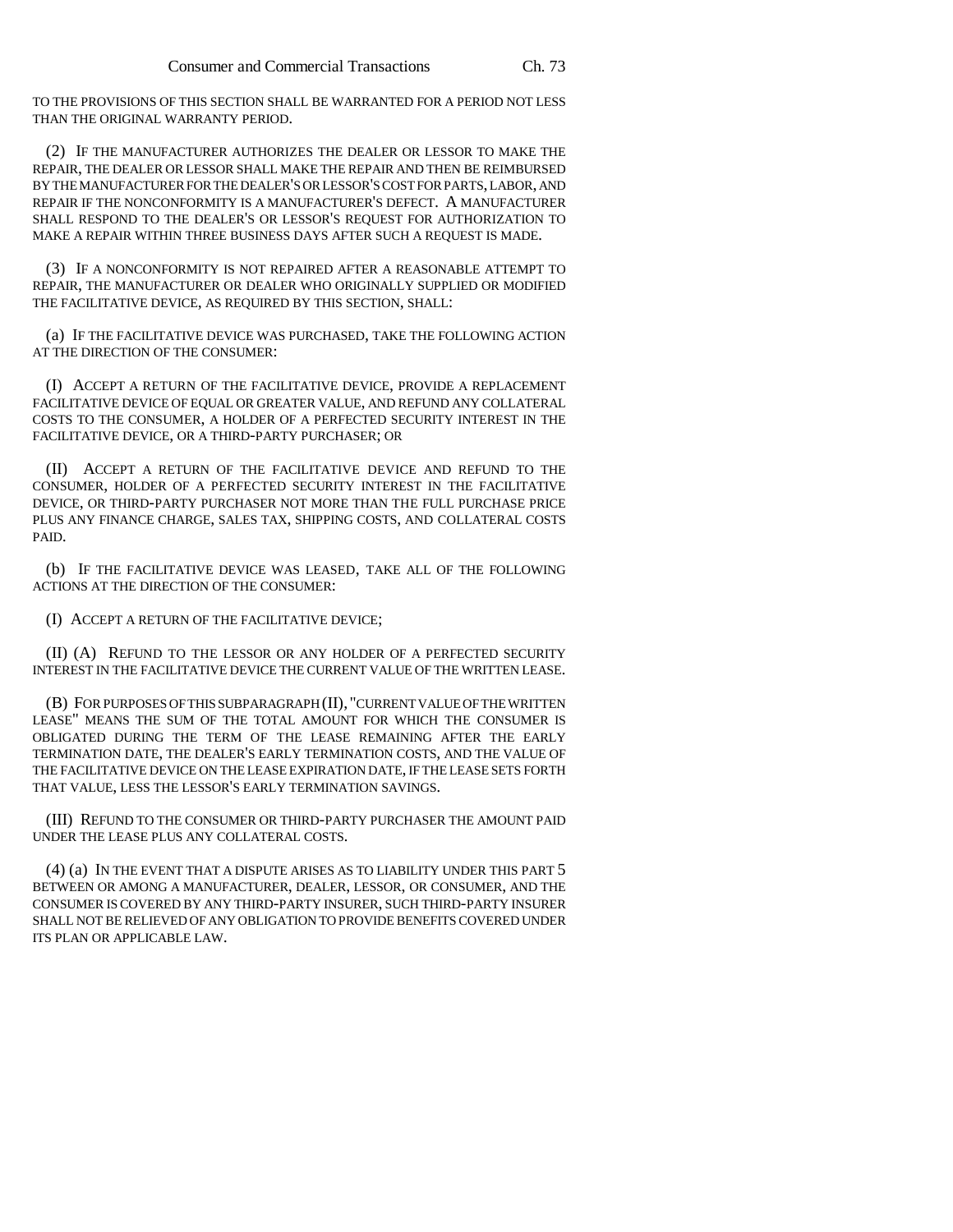TO THE PROVISIONS OF THIS SECTION SHALL BE WARRANTED FOR A PERIOD NOT LESS THAN THE ORIGINAL WARRANTY PERIOD.

(2) IF THE MANUFACTURER AUTHORIZES THE DEALER OR LESSOR TO MAKE THE REPAIR, THE DEALER OR LESSOR SHALL MAKE THE REPAIR AND THEN BE REIMBURSED BY THE MANUFACTURER FOR THE DEALER'S OR LESSOR'S COST FOR PARTS, LABOR, AND REPAIR IF THE NONCONFORMITY IS A MANUFACTURER'S DEFECT. A MANUFACTURER SHALL RESPOND TO THE DEALER'S OR LESSOR'S REQUEST FOR AUTHORIZATION TO MAKE A REPAIR WITHIN THREE BUSINESS DAYS AFTER SUCH A REQUEST IS MADE.

(3) IF A NONCONFORMITY IS NOT REPAIRED AFTER A REASONABLE ATTEMPT TO REPAIR, THE MANUFACTURER OR DEALER WHO ORIGINALLY SUPPLIED OR MODIFIED THE FACILITATIVE DEVICE, AS REQUIRED BY THIS SECTION, SHALL:

(a) IF THE FACILITATIVE DEVICE WAS PURCHASED, TAKE THE FOLLOWING ACTION AT THE DIRECTION OF THE CONSUMER:

(I) ACCEPT A RETURN OF THE FACILITATIVE DEVICE, PROVIDE A REPLACEMENT FACILITATIVE DEVICE OF EQUAL OR GREATER VALUE, AND REFUND ANY COLLATERAL COSTS TO THE CONSUMER, A HOLDER OF A PERFECTED SECURITY INTEREST IN THE FACILITATIVE DEVICE, OR A THIRD-PARTY PURCHASER; OR

(II) ACCEPT A RETURN OF THE FACILITATIVE DEVICE AND REFUND TO THE CONSUMER, HOLDER OF A PERFECTED SECURITY INTEREST IN THE FACILITATIVE DEVICE, OR THIRD-PARTY PURCHASER NOT MORE THAN THE FULL PURCHASE PRICE PLUS ANY FINANCE CHARGE, SALES TAX, SHIPPING COSTS, AND COLLATERAL COSTS PAID.

(b) IF THE FACILITATIVE DEVICE WAS LEASED, TAKE ALL OF THE FOLLOWING ACTIONS AT THE DIRECTION OF THE CONSUMER:

(I) ACCEPT A RETURN OF THE FACILITATIVE DEVICE;

(II) (A) REFUND TO THE LESSOR OR ANY HOLDER OF A PERFECTED SECURITY INTEREST IN THE FACILITATIVE DEVICE THE CURRENT VALUE OF THE WRITTEN LEASE.

(B) FOR PURPOSES OF THIS SUBPARAGRAPH (II), "CURRENT VALUE OF THE WRITTEN LEASE" MEANS THE SUM OF THE TOTAL AMOUNT FOR WHICH THE CONSUMER IS OBLIGATED DURING THE TERM OF THE LEASE REMAINING AFTER THE EARLY TERMINATION DATE, THE DEALER'S EARLY TERMINATION COSTS, AND THE VALUE OF THE FACILITATIVE DEVICE ON THE LEASE EXPIRATION DATE, IF THE LEASE SETS FORTH THAT VALUE, LESS THE LESSOR'S EARLY TERMINATION SAVINGS.

(III) REFUND TO THE CONSUMER OR THIRD-PARTY PURCHASER THE AMOUNT PAID UNDER THE LEASE PLUS ANY COLLATERAL COSTS.

(4) (a) IN THE EVENT THAT A DISPUTE ARISES AS TO LIABILITY UNDER THIS PART 5 BETWEEN OR AMONG A MANUFACTURER, DEALER, LESSOR, OR CONSUMER, AND THE CONSUMER IS COVERED BY ANY THIRD-PARTY INSURER, SUCH THIRD-PARTY INSURER SHALL NOT BE RELIEVED OF ANY OBLIGATION TO PROVIDE BENEFITS COVERED UNDER ITS PLAN OR APPLICABLE LAW.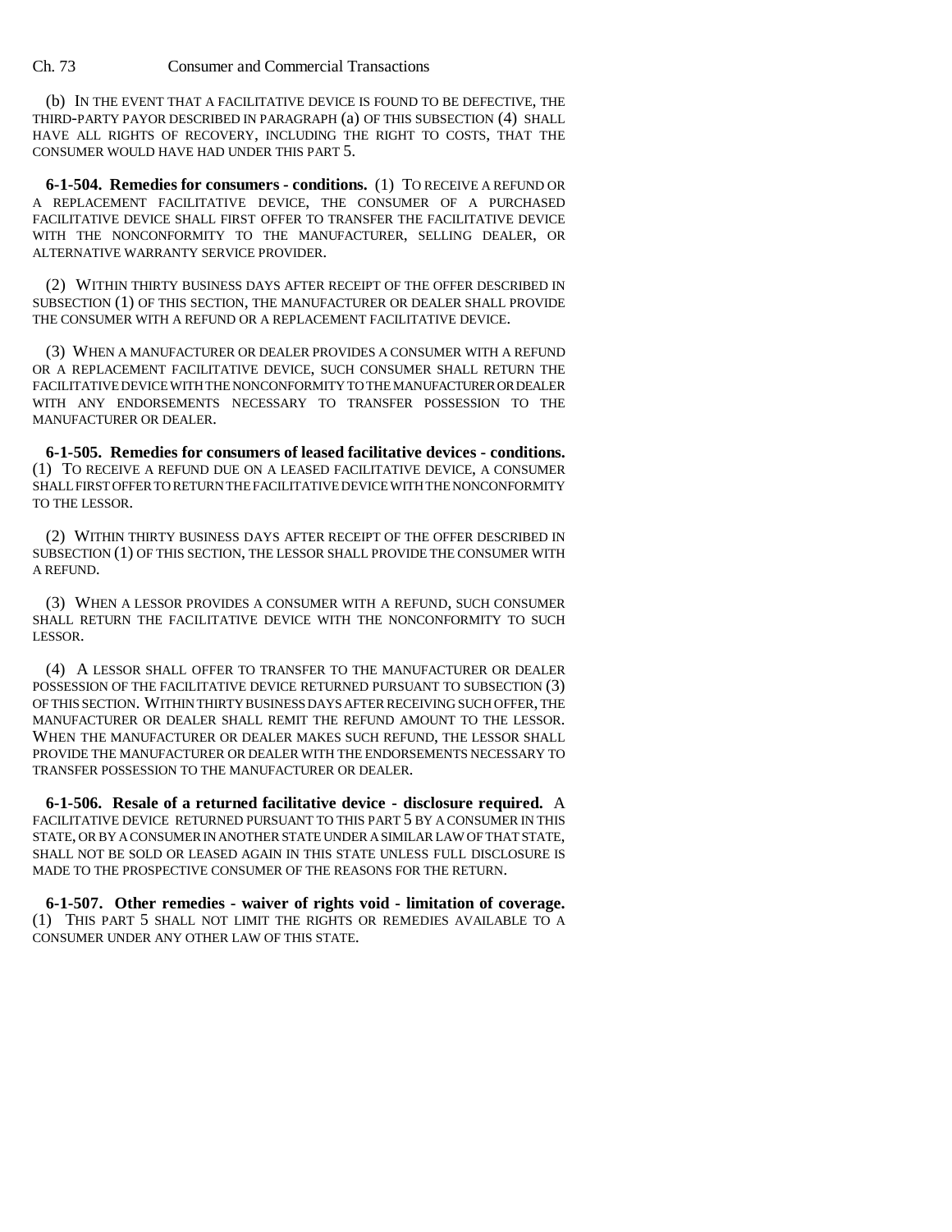(b) IN THE EVENT THAT A FACILITATIVE DEVICE IS FOUND TO BE DEFECTIVE, THE THIRD-PARTY PAYOR DESCRIBED IN PARAGRAPH (a) OF THIS SUBSECTION (4) SHALL HAVE ALL RIGHTS OF RECOVERY, INCLUDING THE RIGHT TO COSTS, THAT THE CONSUMER WOULD HAVE HAD UNDER THIS PART 5.

**6-1-504. Remedies for consumers - conditions.** (1) TO RECEIVE A REFUND OR A REPLACEMENT FACILITATIVE DEVICE, THE CONSUMER OF A PURCHASED FACILITATIVE DEVICE SHALL FIRST OFFER TO TRANSFER THE FACILITATIVE DEVICE WITH THE NONCONFORMITY TO THE MANUFACTURER, SELLING DEALER, OR ALTERNATIVE WARRANTY SERVICE PROVIDER.

(2) WITHIN THIRTY BUSINESS DAYS AFTER RECEIPT OF THE OFFER DESCRIBED IN SUBSECTION (1) OF THIS SECTION, THE MANUFACTURER OR DEALER SHALL PROVIDE THE CONSUMER WITH A REFUND OR A REPLACEMENT FACILITATIVE DEVICE.

(3) WHEN A MANUFACTURER OR DEALER PROVIDES A CONSUMER WITH A REFUND OR A REPLACEMENT FACILITATIVE DEVICE, SUCH CONSUMER SHALL RETURN THE FACILITATIVE DEVICE WITH THE NONCONFORMITY TO THE MANUFACTURER OR DEALER WITH ANY ENDORSEMENTS NECESSARY TO TRANSFER POSSESSION TO THE MANUFACTURER OR DEALER.

**6-1-505. Remedies for consumers of leased facilitative devices - conditions.** (1) TO RECEIVE A REFUND DUE ON A LEASED FACILITATIVE DEVICE, A CONSUMER SHALL FIRST OFFER TO RETURN THE FACILITATIVE DEVICE WITH THE NONCONFORMITY TO THE LESSOR.

(2) WITHIN THIRTY BUSINESS DAYS AFTER RECEIPT OF THE OFFER DESCRIBED IN SUBSECTION (1) OF THIS SECTION, THE LESSOR SHALL PROVIDE THE CONSUMER WITH A REFUND.

(3) WHEN A LESSOR PROVIDES A CONSUMER WITH A REFUND, SUCH CONSUMER SHALL RETURN THE FACILITATIVE DEVICE WITH THE NONCONFORMITY TO SUCH LESSOR.

(4) A LESSOR SHALL OFFER TO TRANSFER TO THE MANUFACTURER OR DEALER POSSESSION OF THE FACILITATIVE DEVICE RETURNED PURSUANT TO SUBSECTION (3) OF THIS SECTION. WITHIN THIRTY BUSINESS DAYS AFTER RECEIVING SUCH OFFER, THE MANUFACTURER OR DEALER SHALL REMIT THE REFUND AMOUNT TO THE LESSOR. WHEN THE MANUFACTURER OR DEALER MAKES SUCH REFUND, THE LESSOR SHALL PROVIDE THE MANUFACTURER OR DEALER WITH THE ENDORSEMENTS NECESSARY TO TRANSFER POSSESSION TO THE MANUFACTURER OR DEALER.

**6-1-506. Resale of a returned facilitative device - disclosure required.** A FACILITATIVE DEVICE RETURNED PURSUANT TO THIS PART 5 BY A CONSUMER IN THIS STATE, OR BY A CONSUMER IN ANOTHER STATE UNDER A SIMILAR LAW OF THAT STATE, SHALL NOT BE SOLD OR LEASED AGAIN IN THIS STATE UNLESS FULL DISCLOSURE IS MADE TO THE PROSPECTIVE CONSUMER OF THE REASONS FOR THE RETURN.

**6-1-507. Other remedies - waiver of rights void - limitation of coverage.** (1) THIS PART 5 SHALL NOT LIMIT THE RIGHTS OR REMEDIES AVAILABLE TO A CONSUMER UNDER ANY OTHER LAW OF THIS STATE.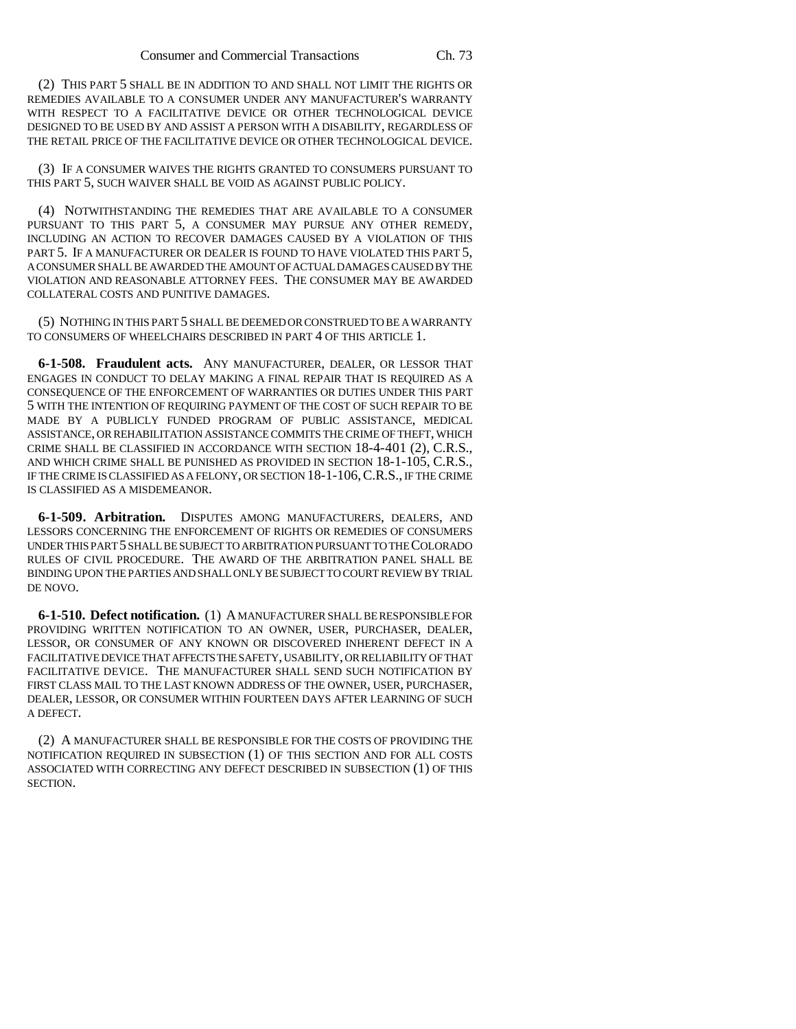(2) THIS PART 5 SHALL BE IN ADDITION TO AND SHALL NOT LIMIT THE RIGHTS OR REMEDIES AVAILABLE TO A CONSUMER UNDER ANY MANUFACTURER'S WARRANTY WITH RESPECT TO A FACILITATIVE DEVICE OR OTHER TECHNOLOGICAL DEVICE DESIGNED TO BE USED BY AND ASSIST A PERSON WITH A DISABILITY, REGARDLESS OF THE RETAIL PRICE OF THE FACILITATIVE DEVICE OR OTHER TECHNOLOGICAL DEVICE.

(3) IF A CONSUMER WAIVES THE RIGHTS GRANTED TO CONSUMERS PURSUANT TO THIS PART 5, SUCH WAIVER SHALL BE VOID AS AGAINST PUBLIC POLICY.

(4) NOTWITHSTANDING THE REMEDIES THAT ARE AVAILABLE TO A CONSUMER PURSUANT TO THIS PART 5, A CONSUMER MAY PURSUE ANY OTHER REMEDY, INCLUDING AN ACTION TO RECOVER DAMAGES CAUSED BY A VIOLATION OF THIS PART 5. IF A MANUFACTURER OR DEALER IS FOUND TO HAVE VIOLATED THIS PART 5, A CONSUMER SHALL BE AWARDED THE AMOUNT OF ACTUAL DAMAGES CAUSED BY THE VIOLATION AND REASONABLE ATTORNEY FEES. THE CONSUMER MAY BE AWARDED COLLATERAL COSTS AND PUNITIVE DAMAGES.

(5) NOTHING IN THIS PART 5 SHALL BE DEEMED OR CONSTRUED TO BE A WARRANTY TO CONSUMERS OF WHEELCHAIRS DESCRIBED IN PART 4 OF THIS ARTICLE 1.

**6-1-508. Fraudulent acts.** ANY MANUFACTURER, DEALER, OR LESSOR THAT ENGAGES IN CONDUCT TO DELAY MAKING A FINAL REPAIR THAT IS REQUIRED AS A CONSEQUENCE OF THE ENFORCEMENT OF WARRANTIES OR DUTIES UNDER THIS PART 5 WITH THE INTENTION OF REQUIRING PAYMENT OF THE COST OF SUCH REPAIR TO BE MADE BY A PUBLICLY FUNDED PROGRAM OF PUBLIC ASSISTANCE, MEDICAL ASSISTANCE, OR REHABILITATION ASSISTANCE COMMITS THE CRIME OF THEFT, WHICH CRIME SHALL BE CLASSIFIED IN ACCORDANCE WITH SECTION 18-4-401 (2), C.R.S., AND WHICH CRIME SHALL BE PUNISHED AS PROVIDED IN SECTION 18-1-105, C.R.S., IF THE CRIME IS CLASSIFIED AS A FELONY, OR SECTION 18-1-106, C.R.S., IF THE CRIME IS CLASSIFIED AS A MISDEMEANOR.

**6-1-509. Arbitration.** DISPUTES AMONG MANUFACTURERS, DEALERS, AND LESSORS CONCERNING THE ENFORCEMENT OF RIGHTS OR REMEDIES OF CONSUMERS UNDER THIS PART 5 SHALL BE SUBJECT TO ARBITRATION PURSUANT TO THE COLORADO RULES OF CIVIL PROCEDURE. THE AWARD OF THE ARBITRATION PANEL SHALL BE BINDING UPON THE PARTIES AND SHALL ONLY BE SUBJECT TO COURT REVIEW BY TRIAL DE NOVO.

**6-1-510. Defect notification.** (1) A MANUFACTURER SHALL BE RESPONSIBLE FOR PROVIDING WRITTEN NOTIFICATION TO AN OWNER, USER, PURCHASER, DEALER, LESSOR, OR CONSUMER OF ANY KNOWN OR DISCOVERED INHERENT DEFECT IN A FACILITATIVE DEVICE THAT AFFECTS THE SAFETY, USABILITY, OR RELIABILITY OF THAT FACILITATIVE DEVICE. THE MANUFACTURER SHALL SEND SUCH NOTIFICATION BY FIRST CLASS MAIL TO THE LAST KNOWN ADDRESS OF THE OWNER, USER, PURCHASER, DEALER, LESSOR, OR CONSUMER WITHIN FOURTEEN DAYS AFTER LEARNING OF SUCH A DEFECT.

(2) A MANUFACTURER SHALL BE RESPONSIBLE FOR THE COSTS OF PROVIDING THE NOTIFICATION REQUIRED IN SUBSECTION (1) OF THIS SECTION AND FOR ALL COSTS ASSOCIATED WITH CORRECTING ANY DEFECT DESCRIBED IN SUBSECTION (1) OF THIS SECTION.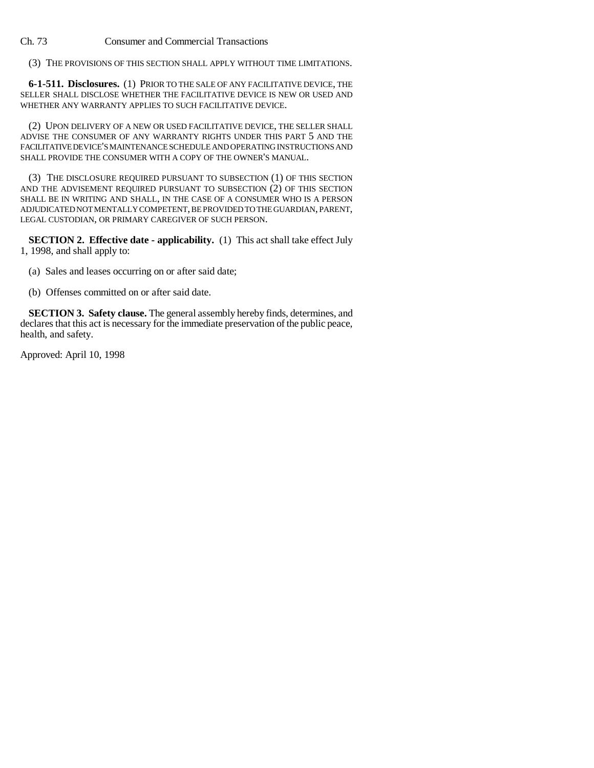(3) THE PROVISIONS OF THIS SECTION SHALL APPLY WITHOUT TIME LIMITATIONS.

**6-1-511. Disclosures.** (1) PRIOR TO THE SALE OF ANY FACILITATIVE DEVICE, THE SELLER SHALL DISCLOSE WHETHER THE FACILITATIVE DEVICE IS NEW OR USED AND WHETHER ANY WARRANTY APPLIES TO SUCH FACILITATIVE DEVICE.

(2) UPON DELIVERY OF A NEW OR USED FACILITATIVE DEVICE, THE SELLER SHALL ADVISE THE CONSUMER OF ANY WARRANTY RIGHTS UNDER THIS PART 5 AND THE FACILITATIVE DEVICE'S MAINTENANCE SCHEDULE AND OPERATING INSTRUCTIONS AND SHALL PROVIDE THE CONSUMER WITH A COPY OF THE OWNER'S MANUAL.

(3) THE DISCLOSURE REQUIRED PURSUANT TO SUBSECTION (1) OF THIS SECTION AND THE ADVISEMENT REQUIRED PURSUANT TO SUBSECTION (2) OF THIS SECTION SHALL BE IN WRITING AND SHALL, IN THE CASE OF A CONSUMER WHO IS A PERSON ADJUDICATED NOT MENTALLY COMPETENT, BE PROVIDED TO THE GUARDIAN, PARENT, LEGAL CUSTODIAN, OR PRIMARY CAREGIVER OF SUCH PERSON.

**SECTION 2. Effective date - applicability.** (1) This act shall take effect July 1, 1998, and shall apply to:

(a) Sales and leases occurring on or after said date;

(b) Offenses committed on or after said date.

**SECTION 3. Safety clause.** The general assembly hereby finds, determines, and declares that this act is necessary for the immediate preservation of the public peace, health, and safety.

Approved: April 10, 1998